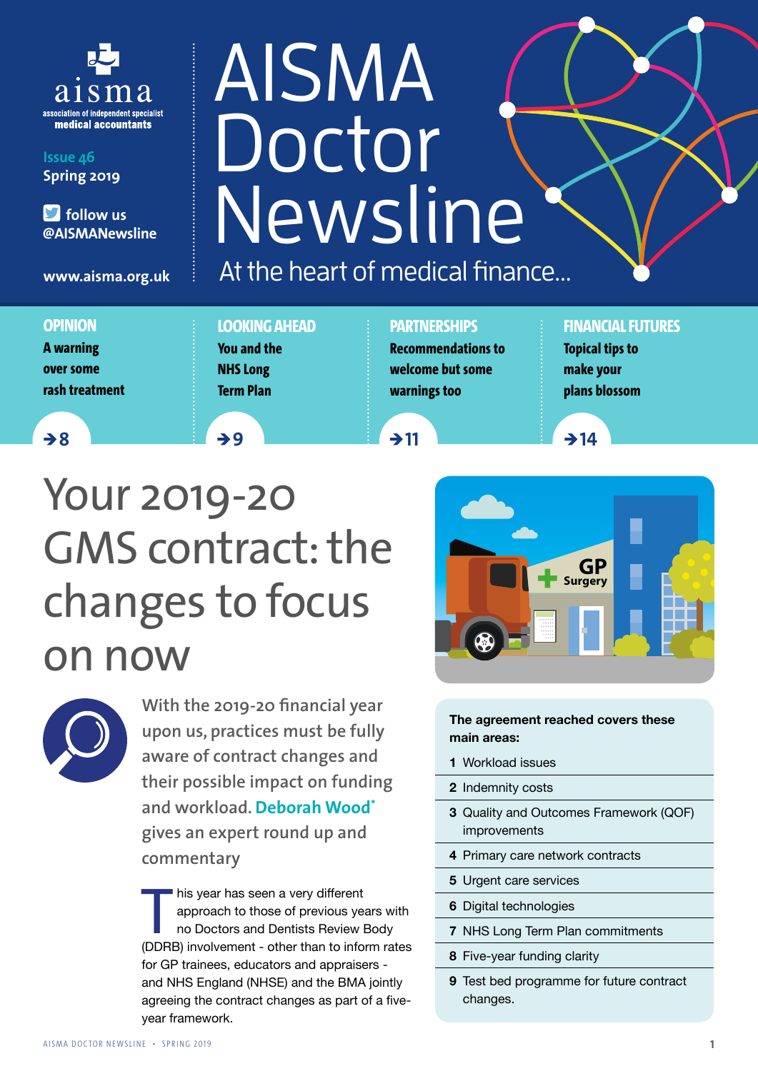aisma
association of independent specialist medical accountants

Issue 46
Spring 2019

follow us @AISMANewsline

www.aisma.org.uk

# AISMA Doctor Newsline

At the heart of medical finance...

**OPINION**
A warning over some rash treatment
→8

**LOOKING AHEAD**
You and the NHS Long Term Plan
→9

**PARTNERSHIPS**
Recommendations to welcome but some warnings too
→11

**FINANCIAL FUTURES**
Topical tips to make your plans blossom
→14

## Your 2019-20 GMS contract: the changes to focus on now

With the 2019-20 financial year upon us, practices must be fully aware of contract changes and their possible impact on funding and workload. **Deborah Wood*** gives an expert round up and commentary

This year has seen a very different approach to those of previous years with no Doctors and Dentists Review Body (DDRB) involvement - other than to inform rates for GP trainees, educators and appraisers - and NHS England (NHSE) and the BMA jointly agreeing the contract changes as part of a five-year framework.

**The agreement reached covers these main areas:**

1. Workload issues
2. Indemnity costs
3. Quality and Outcomes Framework (QOF) improvements
4. Primary care network contracts
5. Urgent care services
6. Digital technologies
7. NHS Long Term Plan commitments
8. Five-year funding clarity
9. Test bed programme for future contract changes.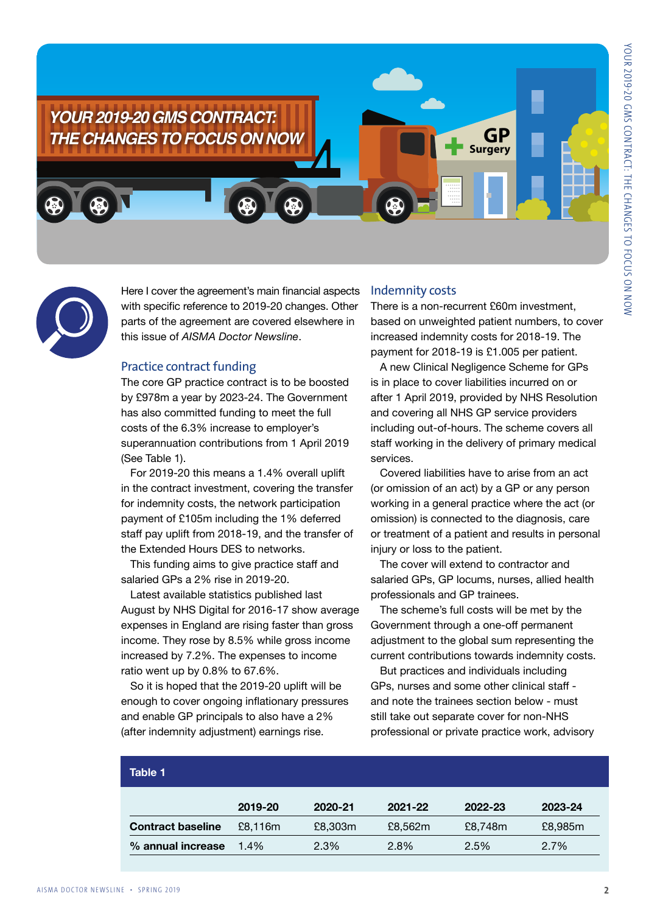# YOUR 2019-20 GMS CONTRACT: THE CHANGES TO FOCUS ON NOW

Here I cover the agreement's main financial aspects with specific reference to 2019-20 changes. Other parts of the agreement are covered elsewhere in this issue of *AISMA Doctor Newsline*.

## Practice contract funding

The core GP practice contract is to be boosted by £978m a year by 2023-24. The Government has also committed funding to meet the full costs of the 6.3% increase to employer's superannuation contributions from 1 April 2019 (See Table 1).

For 2019-20 this means a 1.4% overall uplift in the contract investment, covering the transfer for indemnity costs, the network participation payment of £105m including the 1% deferred staff pay uplift from 2018-19, and the transfer of the Extended Hours DES to networks.

This funding aims to give practice staff and salaried GPs a 2% rise in 2019-20.

Latest available statistics published last August by NHS Digital for 2016-17 show average expenses in England are rising faster than gross income. They rose by 8.5% while gross income increased by 7.2%. The expenses to income ratio went up by 0.8% to 67.6%.

So it is hoped that the 2019-20 uplift will be enough to cover ongoing inflationary pressures and enable GP principals to also have a 2% (after indemnity adjustment) earnings rise.

## Indemnity costs

There is a non-recurrent £60m investment, based on unweighted patient numbers, to cover increased indemnity costs for 2018-19. The payment for 2018-19 is £1.005 per patient.

A new Clinical Negligence Scheme for GPs is in place to cover liabilities incurred on or after 1 April 2019, provided by NHS Resolution and covering all NHS GP service providers including out-of-hours. The scheme covers all staff working in the delivery of primary medical services.

Covered liabilities have to arise from an act (or omission of an act) by a GP or any person working in a general practice where the act (or omission) is connected to the diagnosis, care or treatment of a patient and results in personal injury or loss to the patient.

The cover will extend to contractor and salaried GPs, GP locums, nurses, allied health professionals and GP trainees.

The scheme's full costs will be met by the Government through a one-off permanent adjustment to the global sum representing the current contributions towards indemnity costs.

But practices and individuals including GPs, nurses and some other clinical staff - and note the trainees section below - must still take out separate cover for non-NHS professional or private practice work, advisory

**Table 1**

| | 2019-20 | 2020-21 | 2021-22 | 2022-23 | 2023-24 |
|---|---|---|---|---|---|
| **Contract baseline** | £8,116m | £8,303m | £8,562m | £8,748m | £8,985m |
| **% annual increase** | 1.4% | 2.3% | 2.8% | 2.5% | 2.7% |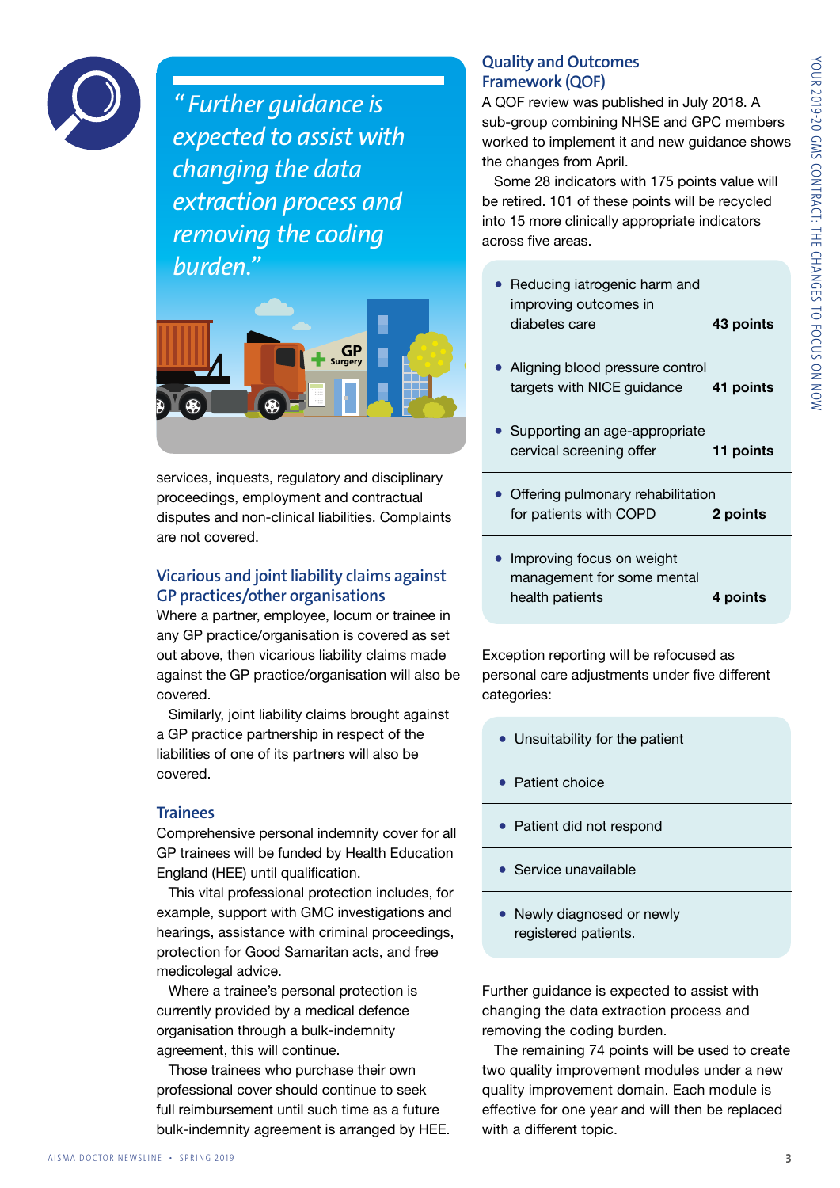> *"Further guidance is expected to assist with changing the data extraction process and removing the coding burden."*

services, inquests, regulatory and disciplinary proceedings, employment and contractual disputes and non-clinical liabilities. Complaints are not covered.

## Vicarious and joint liability claims against GP practices/other organisations

Where a partner, employee, locum or trainee in any GP practice/organisation is covered as set out above, then vicarious liability claims made against the GP practice/organisation will also be covered.

Similarly, joint liability claims brought against a GP practice partnership in respect of the liabilities of one of its partners will also be covered.

## Trainees

Comprehensive personal indemnity cover for all GP trainees will be funded by Health Education England (HEE) until qualification.

This vital professional protection includes, for example, support with GMC investigations and hearings, assistance with criminal proceedings, protection for Good Samaritan acts, and free medicolegal advice.

Where a trainee's personal protection is currently provided by a medical defence organisation through a bulk-indemnity agreement, this will continue.

Those trainees who purchase their own professional cover should continue to seek full reimbursement until such time as a future bulk-indemnity agreement is arranged by HEE.

## Quality and Outcomes Framework (QOF)

A QOF review was published in July 2018. A sub-group combining NHSE and GPC members worked to implement it and new guidance shows the changes from April.

Some 28 indicators with 175 points value will be retired. 101 of these points will be recycled into 15 more clinically appropriate indicators across five areas.

- Reducing iatrogenic harm and improving outcomes in diabetes care **43 points**
- Aligning blood pressure control targets with NICE guidance **41 points**
- Supporting an age-appropriate cervical screening offer **11 points**
- Offering pulmonary rehabilitation for patients with COPD **2 points**
- Improving focus on weight management for some mental health patients **4 points**

Exception reporting will be refocused as personal care adjustments under five different categories:

- Unsuitability for the patient
- Patient choice
- Patient did not respond
- Service unavailable
- Newly diagnosed or newly registered patients.

Further guidance is expected to assist with changing the data extraction process and removing the coding burden.

The remaining 74 points will be used to create two quality improvement modules under a new quality improvement domain. Each module is effective for one year and will then be replaced with a different topic.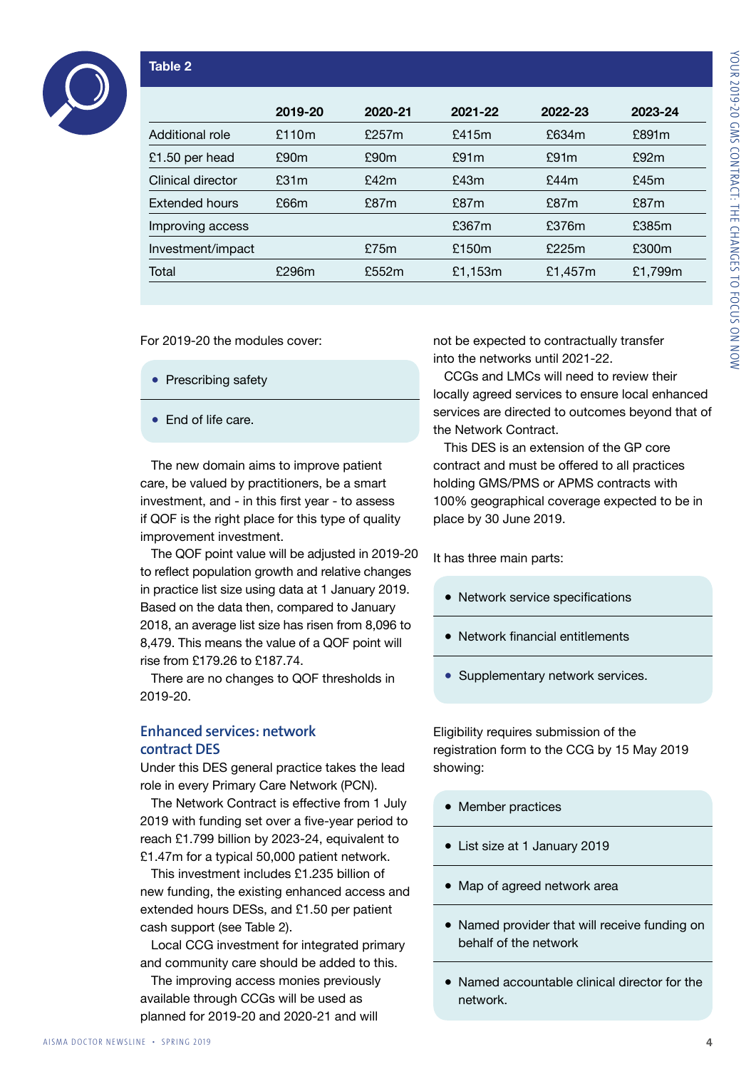**Table 2**

| | 2019-20 | 2020-21 | 2021-22 | 2022-23 | 2023-24 |
|---|---|---|---|---|---|
| Additional role | £110m | £257m | £415m | £634m | £891m |
| £1.50 per head | £90m | £90m | £91m | £91m | £92m |
| Clinical director | £31m | £42m | £43m | £44m | £45m |
| Extended hours | £66m | £87m | £87m | £87m | £87m |
| Improving access | | | £367m | £376m | £385m |
| Investment/impact | | £75m | £150m | £225m | £300m |
| Total | £296m | £552m | £1,153m | £1,457m | £1,799m |

For 2019-20 the modules cover:

- Prescribing safety
- End of life care.

The new domain aims to improve patient care, be valued by practitioners, be a smart investment, and - in this first year - to assess if QOF is the right place for this type of quality improvement investment.

The QOF point value will be adjusted in 2019-20 to reflect population growth and relative changes in practice list size using data at 1 January 2019. Based on the data then, compared to January 2018, an average list size has risen from 8,096 to 8,479. This means the value of a QOF point will rise from £179.26 to £187.74.

There are no changes to QOF thresholds in 2019-20.

## Enhanced services: network contract DES

Under this DES general practice takes the lead role in every Primary Care Network (PCN).

The Network Contract is effective from 1 July 2019 with funding set over a five-year period to reach £1.799 billion by 2023-24, equivalent to £1.47m for a typical 50,000 patient network.

This investment includes £1.235 billion of new funding, the existing enhanced access and extended hours DESs, and £1.50 per patient cash support (see Table 2).

Local CCG investment for integrated primary and community care should be added to this.

The improving access monies previously available through CCGs will be used as planned for 2019-20 and 2020-21 and will not be expected to contractually transfer into the networks until 2021-22.

CCGs and LMCs will need to review their locally agreed services to ensure local enhanced services are directed to outcomes beyond that of the Network Contract.

This DES is an extension of the GP core contract and must be offered to all practices holding GMS/PMS or APMS contracts with 100% geographical coverage expected to be in place by 30 June 2019.

It has three main parts:

- Network service specifications
- Network financial entitlements
- Supplementary network services.

Eligibility requires submission of the registration form to the CCG by 15 May 2019 showing:

- Member practices
- List size at 1 January 2019
- Map of agreed network area
- Named provider that will receive funding on behalf of the network
- Named accountable clinical director for the network.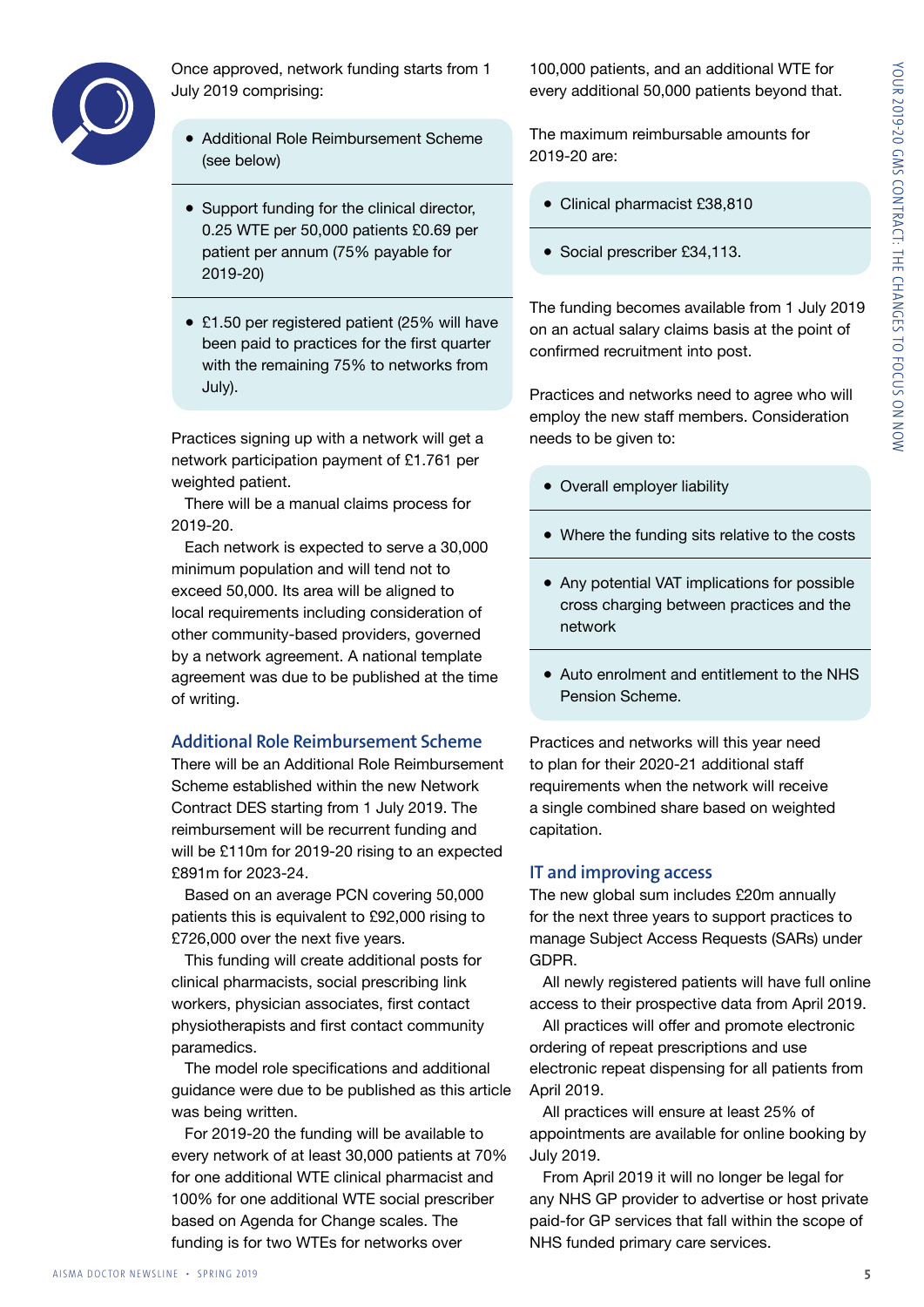Once approved, network funding starts from 1 July 2019 comprising:

- Additional Role Reimbursement Scheme (see below)
- Support funding for the clinical director, 0.25 WTE per 50,000 patients £0.69 per patient per annum (75% payable for 2019-20)
- £1.50 per registered patient (25% will have been paid to practices for the first quarter with the remaining 75% to networks from July).

Practices signing up with a network will get a network participation payment of £1.761 per weighted patient.

There will be a manual claims process for 2019-20.

Each network is expected to serve a 30,000 minimum population and will tend not to exceed 50,000. Its area will be aligned to local requirements including consideration of other community-based providers, governed by a network agreement. A national template agreement was due to be published at the time of writing.

## Additional Role Reimbursement Scheme

There will be an Additional Role Reimbursement Scheme established within the new Network Contract DES starting from 1 July 2019. The reimbursement will be recurrent funding and will be £110m for 2019-20 rising to an expected £891m for 2023-24.

Based on an average PCN covering 50,000 patients this is equivalent to £92,000 rising to £726,000 over the next five years.

This funding will create additional posts for clinical pharmacists, social prescribing link workers, physician associates, first contact physiotherapists and first contact community paramedics.

The model role specifications and additional guidance were due to be published as this article was being written.

For 2019-20 the funding will be available to every network of at least 30,000 patients at 70% for one additional WTE clinical pharmacist and 100% for one additional WTE social prescriber based on Agenda for Change scales. The funding is for two WTEs for networks over 100,000 patients, and an additional WTE for every additional 50,000 patients beyond that.

The maximum reimbursable amounts for 2019-20 are:

- Clinical pharmacist £38,810
- Social prescriber £34,113.

The funding becomes available from 1 July 2019 on an actual salary claims basis at the point of confirmed recruitment into post.

Practices and networks need to agree who will employ the new staff members. Consideration needs to be given to:

- Overall employer liability
- Where the funding sits relative to the costs
- Any potential VAT implications for possible cross charging between practices and the network
- Auto enrolment and entitlement to the NHS Pension Scheme.

Practices and networks will this year need to plan for their 2020-21 additional staff requirements when the network will receive a single combined share based on weighted capitation.

## IT and improving access

The new global sum includes £20m annually for the next three years to support practices to manage Subject Access Requests (SARs) under GDPR.

All newly registered patients will have full online access to their prospective data from April 2019.

All practices will offer and promote electronic ordering of repeat prescriptions and use electronic repeat dispensing for all patients from April 2019.

All practices will ensure at least 25% of appointments are available for online booking by July 2019.

From April 2019 it will no longer be legal for any NHS GP provider to advertise or host private paid-for GP services that fall within the scope of NHS funded primary care services.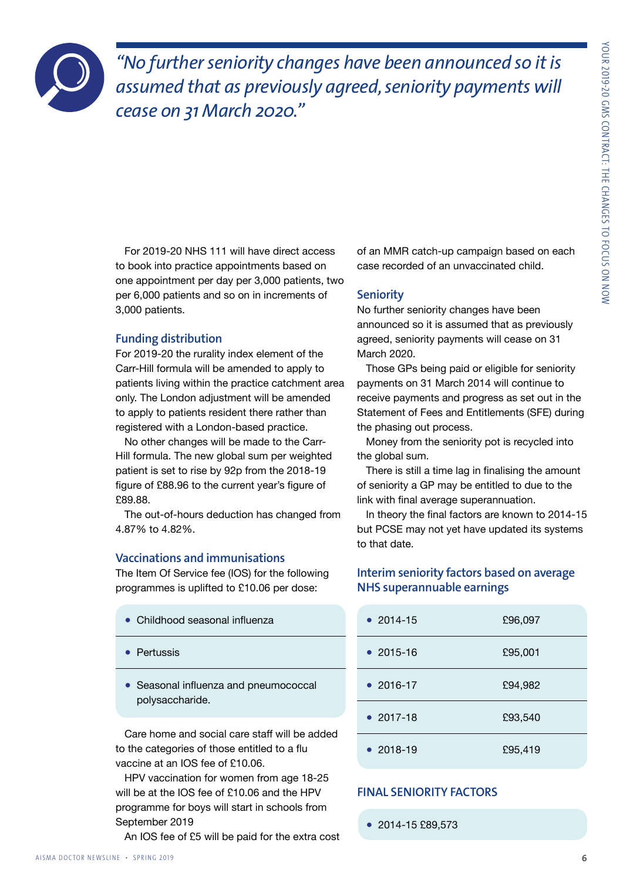*"No further seniority changes have been announced so it is assumed that as previously agreed, seniority payments will cease on 31 March 2020."*

For 2019-20 NHS 111 will have direct access to book into practice appointments based on one appointment per day per 3,000 patients, two per 6,000 patients and so on in increments of 3,000 patients.

### Funding distribution

For 2019-20 the rurality index element of the Carr-Hill formula will be amended to apply to patients living within the practice catchment area only. The London adjustment will be amended to apply to patients resident there rather than registered with a London-based practice.

No other changes will be made to the Carr-Hill formula. The new global sum per weighted patient is set to rise by 92p from the 2018-19 figure of £88.96 to the current year's figure of £89.88.

The out-of-hours deduction has changed from 4.87% to 4.82%.

### Vaccinations and immunisations

The Item Of Service fee (IOS) for the following programmes is uplifted to £10.06 per dose:

- Childhood seasonal influenza
- Pertussis
- Seasonal influenza and pneumococcal polysaccharide.

Care home and social care staff will be added to the categories of those entitled to a flu vaccine at an IOS fee of £10.06.

HPV vaccination for women from age 18-25 will be at the IOS fee of £10.06 and the HPV programme for boys will start in schools from September 2019

An IOS fee of £5 will be paid for the extra cost of an MMR catch-up campaign based on each case recorded of an unvaccinated child.

### Seniority

No further seniority changes have been announced so it is assumed that as previously agreed, seniority payments will cease on 31 March 2020.

Those GPs being paid or eligible for seniority payments on 31 March 2014 will continue to receive payments and progress as set out in the Statement of Fees and Entitlements (SFE) during the phasing out process.

Money from the seniority pot is recycled into the global sum.

There is still a time lag in finalising the amount of seniority a GP may be entitled to due to the link with final average superannuation.

In theory the final factors are known to 2014-15 but PCSE may not yet have updated its systems to that date.

### Interim seniority factors based on average NHS superannuable earnings

| Year | Amount |
|---|---|
| 2014-15 | £96,097 |
| 2015-16 | £95,001 |
| 2016-17 | £94,982 |
| 2017-18 | £93,540 |
| 2018-19 | £95,419 |

### FINAL SENIORITY FACTORS

- 2014-15 £89,573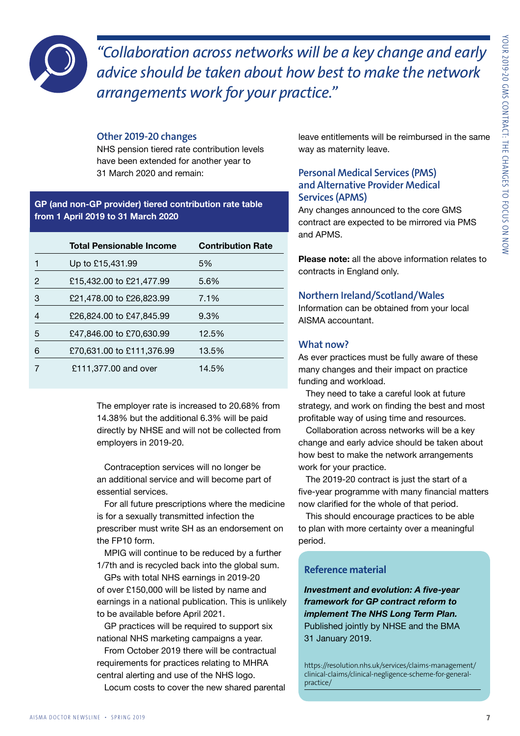*"Collaboration across networks will be a key change and early advice should be taken about how best to make the network arrangements work for your practice."*

### Other 2019-20 changes

NHS pension tiered rate contribution levels have been extended for another year to 31 March 2020 and remain:

**GP (and non-GP provider) tiered contribution rate table from 1 April 2019 to 31 March 2020**

| | Total Pensionable Income | Contribution Rate |
|---|---|---|
| 1 | Up to £15,431.99 | 5% |
| 2 | £15,432.00 to £21,477.99 | 5.6% |
| 3 | £21,478.00 to £26,823.99 | 7.1% |
| 4 | £26,824.00 to £47,845.99 | 9.3% |
| 5 | £47,846.00 to £70,630.99 | 12.5% |
| 6 | £70,631.00 to £111,376.99 | 13.5% |
| 7 | £111,377.00 and over | 14.5% |

The employer rate is increased to 20.68% from 14.38% but the additional 6.3% will be paid directly by NHSE and will not be collected from employers in 2019-20.

Contraception services will no longer be an additional service and will become part of essential services.

For all future prescriptions where the medicine is for a sexually transmitted infection the prescriber must write SH as an endorsement on the FP10 form.

MPIG will continue to be reduced by a further 1/7th and is recycled back into the global sum.

GPs with total NHS earnings in 2019-20 of over £150,000 will be listed by name and earnings in a national publication. This is unlikely to be available before April 2021.

GP practices will be required to support six national NHS marketing campaigns a year.

From October 2019 there will be contractual requirements for practices relating to MHRA central alerting and use of the NHS logo.

Locum costs to cover the new shared parental leave entitlements will be reimbursed in the same way as maternity leave.

### Personal Medical Services (PMS) and Alternative Provider Medical Services (APMS)

Any changes announced to the core GMS contract are expected to be mirrored via PMS and APMS.

**Please note:** all the above information relates to contracts in England only.

### Northern Ireland/Scotland/Wales

Information can be obtained from your local AISMA accountant.

### What now?

As ever practices must be fully aware of these many changes and their impact on practice funding and workload.

They need to take a careful look at future strategy, and work on finding the best and most profitable way of using time and resources.

Collaboration across networks will be a key change and early advice should be taken about how best to make the network arrangements work for your practice.

The 2019-20 contract is just the start of a five-year programme with many financial matters now clarified for the whole of that period.

This should encourage practices to be able to plan with more certainty over a meaningful period.

### Reference material

***Investment and evolution: A five-year framework for GP contract reform to implement The NHS Long Term Plan.*** Published jointly by NHSE and the BMA 31 January 2019.

https://resolution.nhs.uk/services/claims-management/clinical-claims/clinical-negligence-scheme-for-general-practice/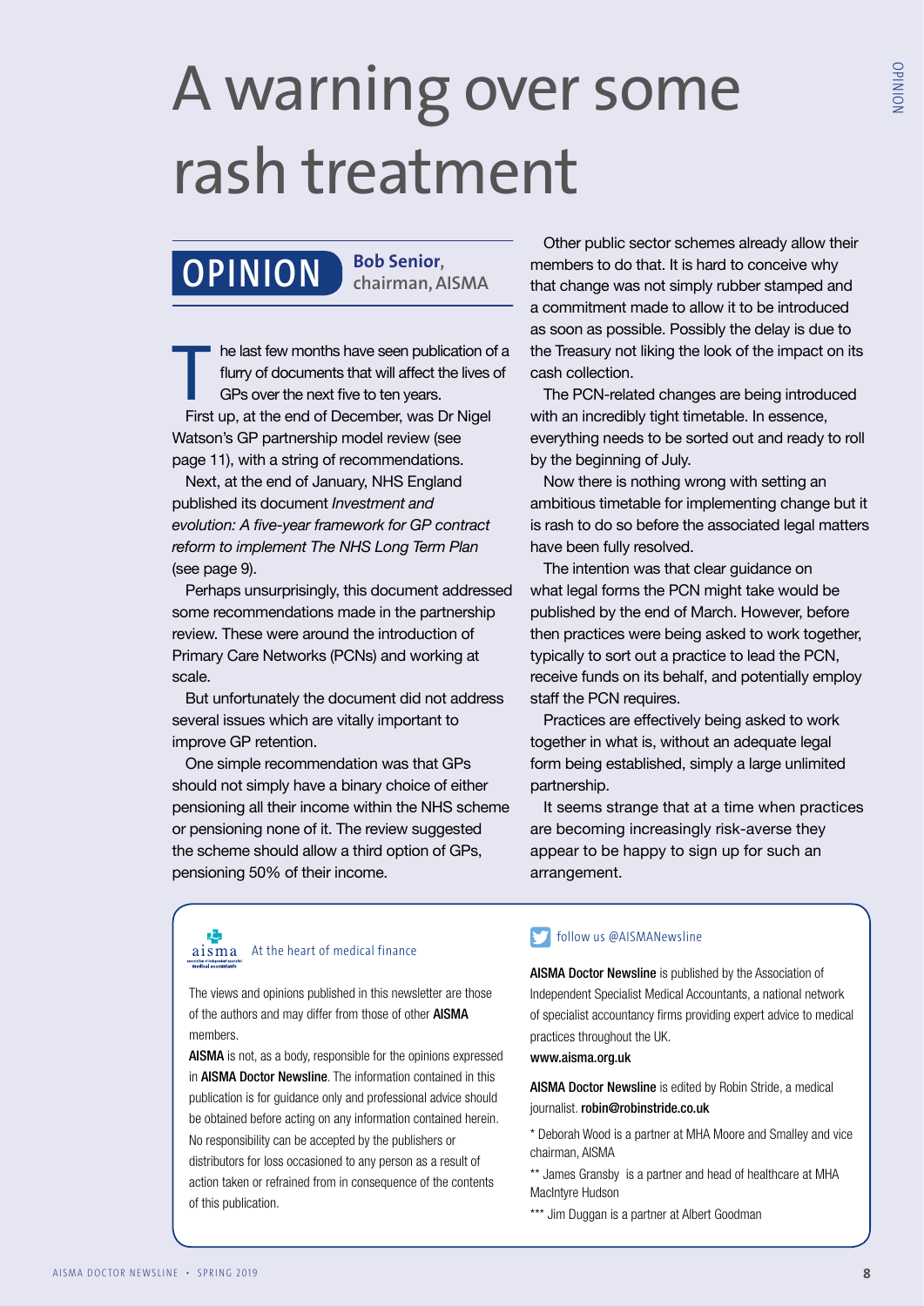# A warning over some rash treatment

**OPINION** **Bob Senior**, chairman, AISMA

The last few months have seen publication of a flurry of documents that will affect the lives of GPs over the next five to ten years.

First up, at the end of December, was Dr Nigel Watson's GP partnership model review (see page 11), with a string of recommendations.

Next, at the end of January, NHS England published its document *Investment and evolution: A five-year framework for GP contract reform to implement The NHS Long Term Plan* (see page 9).

Perhaps unsurprisingly, this document addressed some recommendations made in the partnership review. These were around the introduction of Primary Care Networks (PCNs) and working at scale.

But unfortunately the document did not address several issues which are vitally important to improve GP retention.

One simple recommendation was that GPs should not simply have a binary choice of either pensioning all their income within the NHS scheme or pensioning none of it. The review suggested the scheme should allow a third option of GPs, pensioning 50% of their income.

Other public sector schemes already allow their members to do that. It is hard to conceive why that change was not simply rubber stamped and a commitment made to allow it to be introduced as soon as possible. Possibly the delay is due to the Treasury not liking the look of the impact on its cash collection.

The PCN-related changes are being introduced with an incredibly tight timetable. In essence, everything needs to be sorted out and ready to roll by the beginning of July.

Now there is nothing wrong with setting an ambitious timetable for implementing change but it is rash to do so before the associated legal matters have been fully resolved.

The intention was that clear guidance on what legal forms the PCN might take would be published by the end of March. However, before then practices were being asked to work together, typically to sort out a practice to lead the PCN, receive funds on its behalf, and potentially employ staff the PCN requires.

Practices are effectively being asked to work together in what is, without an adequate legal form being established, simply a large unlimited partnership.

It seems strange that at a time when practices are becoming increasingly risk-averse they appear to be happy to sign up for such an arrangement.

---

aisma — At the heart of medical finance

The views and opinions published in this newsletter are those of the authors and may differ from those of other **AISMA** members.

**AISMA** is not, as a body, responsible for the opinions expressed in **AISMA Doctor Newsline**. The information contained in this publication is for guidance only and professional advice should be obtained before acting on any information contained herein. No responsibility can be accepted by the publishers or distributors for loss occasioned to any person as a result of action taken or refrained from in consequence of the contents of this publication.

follow us @AISMANewsline

**AISMA Doctor Newsline** is published by the Association of Independent Specialist Medical Accountants, a national network of specialist accountancy firms providing expert advice to medical practices throughout the UK.

**www.aisma.org.uk**

**AISMA Doctor Newsline** is edited by Robin Stride, a medical journalist. **robin@robinstride.co.uk**

* Deborah Wood is a partner at MHA Moore and Smalley and vice chairman, AISMA

** James Gransby is a partner and head of healthcare at MHA MacIntyre Hudson

*** Jim Duggan is a partner at Albert Goodman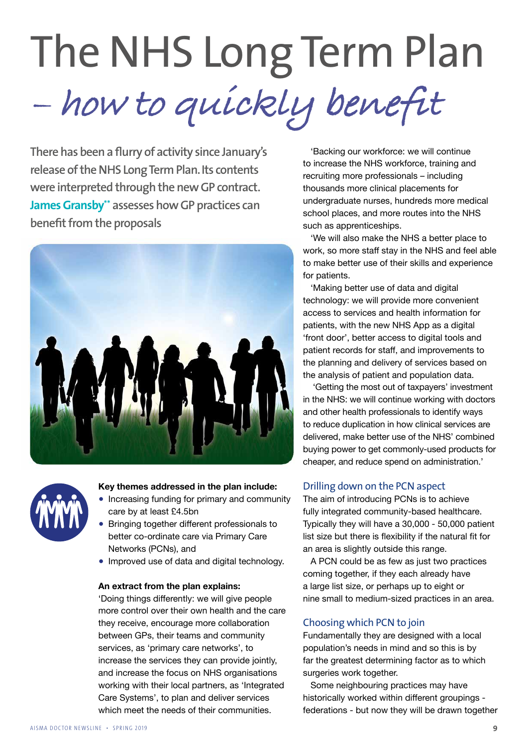# The NHS Long Term Plan – *how to quickly benefit*

**There has been a flurry of activity since January's release of the NHS Long Term Plan. Its contents were interpreted through the new GP contract. James Gransby\*\* assesses how GP practices can benefit from the proposals**

**Key themes addressed in the plan include:**

- Increasing funding for primary and community care by at least £4.5bn
- Bringing together different professionals to better co-ordinate care via Primary Care Networks (PCNs), and
- Improved use of data and digital technology.

**An extract from the plan explains:**

'Doing things differently: we will give people more control over their own health and the care they receive, encourage more collaboration between GPs, their teams and community services, as 'primary care networks', to increase the services they can provide jointly, and increase the focus on NHS organisations working with their local partners, as 'Integrated Care Systems', to plan and deliver services which meet the needs of their communities.

'Backing our workforce: we will continue to increase the NHS workforce, training and recruiting more professionals – including thousands more clinical placements for undergraduate nurses, hundreds more medical school places, and more routes into the NHS such as apprenticeships.

'We will also make the NHS a better place to work, so more staff stay in the NHS and feel able to make better use of their skills and experience for patients.

'Making better use of data and digital technology: we will provide more convenient access to services and health information for patients, with the new NHS App as a digital 'front door', better access to digital tools and patient records for staff, and improvements to the planning and delivery of services based on the analysis of patient and population data.

'Getting the most out of taxpayers' investment in the NHS: we will continue working with doctors and other health professionals to identify ways to reduce duplication in how clinical services are delivered, make better use of the NHS' combined buying power to get commonly-used products for cheaper, and reduce spend on administration.'

## Drilling down on the PCN aspect

The aim of introducing PCNs is to achieve fully integrated community-based healthcare. Typically they will have a 30,000 - 50,000 patient list size but there is flexibility if the natural fit for an area is slightly outside this range.

A PCN could be as few as just two practices coming together, if they each already have a large list size, or perhaps up to eight or nine small to medium-sized practices in an area.

## Choosing which PCN to join

Fundamentally they are designed with a local population's needs in mind and so this is by far the greatest determining factor as to which surgeries work together.

Some neighbouring practices may have historically worked within different groupings - federations - but now they will be drawn together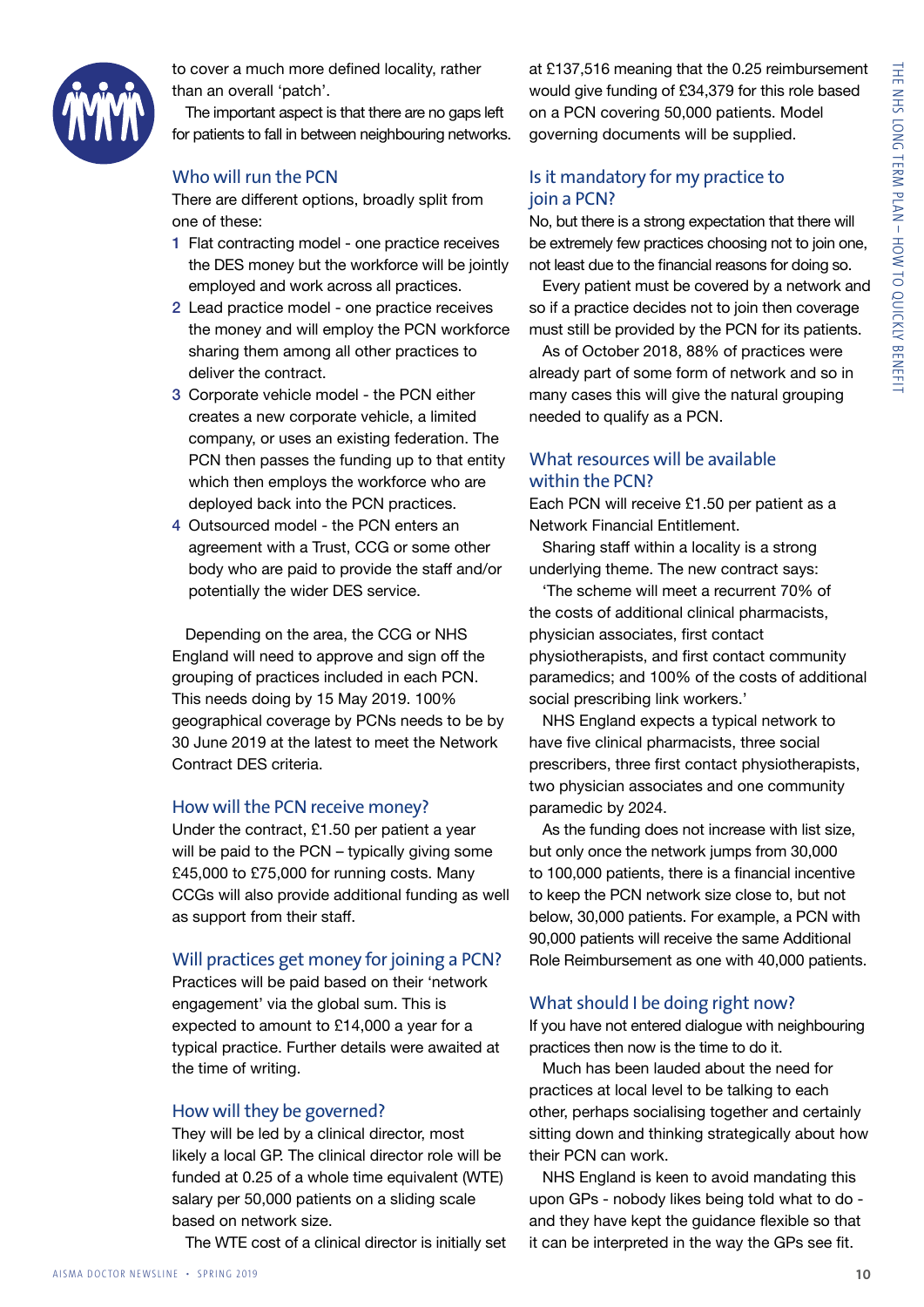to cover a much more defined locality, rather than an overall 'patch'.

The important aspect is that there are no gaps left for patients to fall in between neighbouring networks.

## Who will run the PCN

There are different options, broadly split from one of these:

1. Flat contracting model - one practice receives the DES money but the workforce will be jointly employed and work across all practices.
2. Lead practice model - one practice receives the money and will employ the PCN workforce sharing them among all other practices to deliver the contract.
3. Corporate vehicle model - the PCN either creates a new corporate vehicle, a limited company, or uses an existing federation. The PCN then passes the funding up to that entity which then employs the workforce who are deployed back into the PCN practices.
4. Outsourced model - the PCN enters an agreement with a Trust, CCG or some other body who are paid to provide the staff and/or potentially the wider DES service.

Depending on the area, the CCG or NHS England will need to approve and sign off the grouping of practices included in each PCN. This needs doing by 15 May 2019. 100% geographical coverage by PCNs needs to be by 30 June 2019 at the latest to meet the Network Contract DES criteria.

## How will the PCN receive money?

Under the contract, £1.50 per patient a year will be paid to the PCN – typically giving some £45,000 to £75,000 for running costs. Many CCGs will also provide additional funding as well as support from their staff.

## Will practices get money for joining a PCN?

Practices will be paid based on their 'network engagement' via the global sum. This is expected to amount to £14,000 a year for a typical practice. Further details were awaited at the time of writing.

## How will they be governed?

They will be led by a clinical director, most likely a local GP. The clinical director role will be funded at 0.25 of a whole time equivalent (WTE) salary per 50,000 patients on a sliding scale based on network size.

The WTE cost of a clinical director is initially set at £137,516 meaning that the 0.25 reimbursement would give funding of £34,379 for this role based on a PCN covering 50,000 patients. Model governing documents will be supplied.

## Is it mandatory for my practice to join a PCN?

No, but there is a strong expectation that there will be extremely few practices choosing not to join one, not least due to the financial reasons for doing so.

Every patient must be covered by a network and so if a practice decides not to join then coverage must still be provided by the PCN for its patients.

As of October 2018, 88% of practices were already part of some form of network and so in many cases this will give the natural grouping needed to qualify as a PCN.

## What resources will be available within the PCN?

Each PCN will receive £1.50 per patient as a Network Financial Entitlement.

Sharing staff within a locality is a strong underlying theme. The new contract says:

'The scheme will meet a recurrent 70% of the costs of additional clinical pharmacists, physician associates, first contact physiotherapists, and first contact community paramedics; and 100% of the costs of additional social prescribing link workers.'

NHS England expects a typical network to have five clinical pharmacists, three social prescribers, three first contact physiotherapists, two physician associates and one community paramedic by 2024.

As the funding does not increase with list size, but only once the network jumps from 30,000 to 100,000 patients, there is a financial incentive to keep the PCN network size close to, but not below, 30,000 patients. For example, a PCN with 90,000 patients will receive the same Additional Role Reimbursement as one with 40,000 patients.

## What should I be doing right now?

If you have not entered dialogue with neighbouring practices then now is the time to do it.

Much has been lauded about the need for practices at local level to be talking to each other, perhaps socialising together and certainly sitting down and thinking strategically about how their PCN can work.

NHS England is keen to avoid mandating this upon GPs - nobody likes being told what to do - and they have kept the guidance flexible so that it can be interpreted in the way the GPs see fit.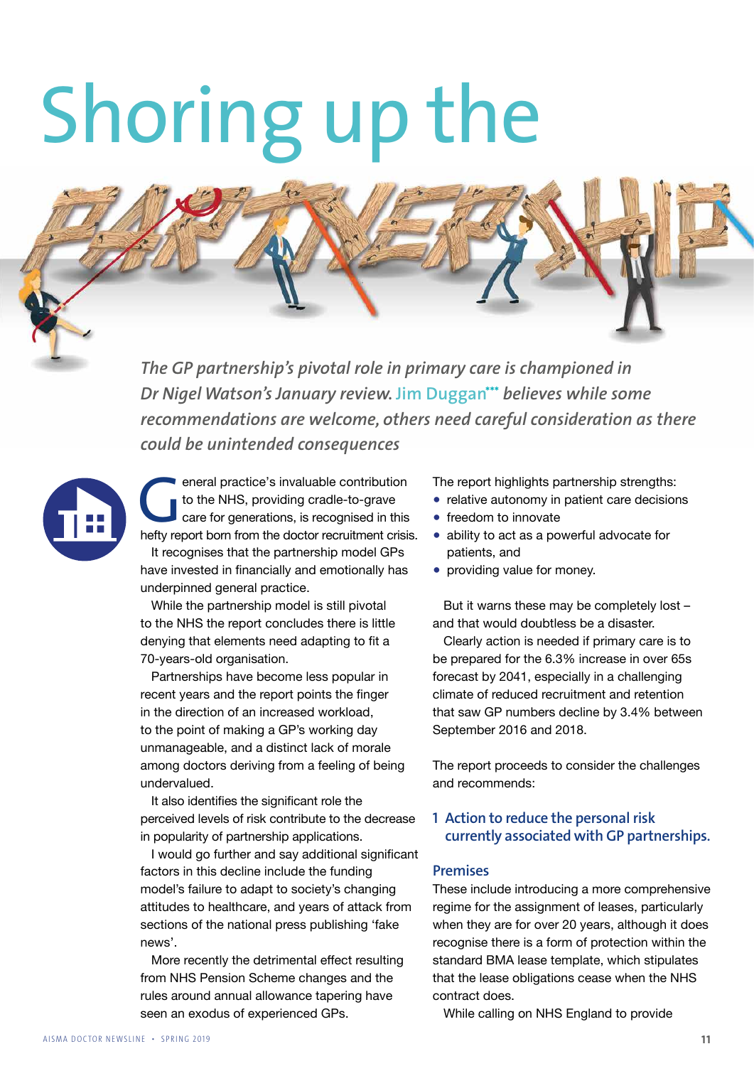# Shoring up the PARTNERSHIP

*The GP partnership's pivotal role in primary care is championed in Dr Nigel Watson's January review. Jim Duggan[***] believes while some recommendations are welcome, others need careful consideration as there could be unintended consequences*

General practice's invaluable contribution to the NHS, providing cradle-to-grave care for generations, is recognised in this hefty report born from the doctor recruitment crisis.

It recognises that the partnership model GPs have invested in financially and emotionally has underpinned general practice.

While the partnership model is still pivotal to the NHS the report concludes there is little denying that elements need adapting to fit a 70-years-old organisation.

Partnerships have become less popular in recent years and the report points the finger in the direction of an increased workload, to the point of making a GP's working day unmanageable, and a distinct lack of morale among doctors deriving from a feeling of being undervalued.

It also identifies the significant role the perceived levels of risk contribute to the decrease in popularity of partnership applications.

I would go further and say additional significant factors in this decline include the funding model's failure to adapt to society's changing attitudes to healthcare, and years of attack from sections of the national press publishing 'fake news'.

More recently the detrimental effect resulting from NHS Pension Scheme changes and the rules around annual allowance tapering have seen an exodus of experienced GPs.

The report highlights partnership strengths:

- relative autonomy in patient care decisions
- freedom to innovate
- ability to act as a powerful advocate for patients, and
- providing value for money.

But it warns these may be completely lost – and that would doubtless be a disaster.

Clearly action is needed if primary care is to be prepared for the 6.3% increase in over 65s forecast by 2041, especially in a challenging climate of reduced recruitment and retention that saw GP numbers decline by 3.4% between September 2016 and 2018.

The report proceeds to consider the challenges and recommends:

## 1 Action to reduce the personal risk currently associated with GP partnerships.

### Premises

These include introducing a more comprehensive regime for the assignment of leases, particularly when they are for over 20 years, although it does recognise there is a form of protection within the standard BMA lease template, which stipulates that the lease obligations cease when the NHS contract does.

While calling on NHS England to provide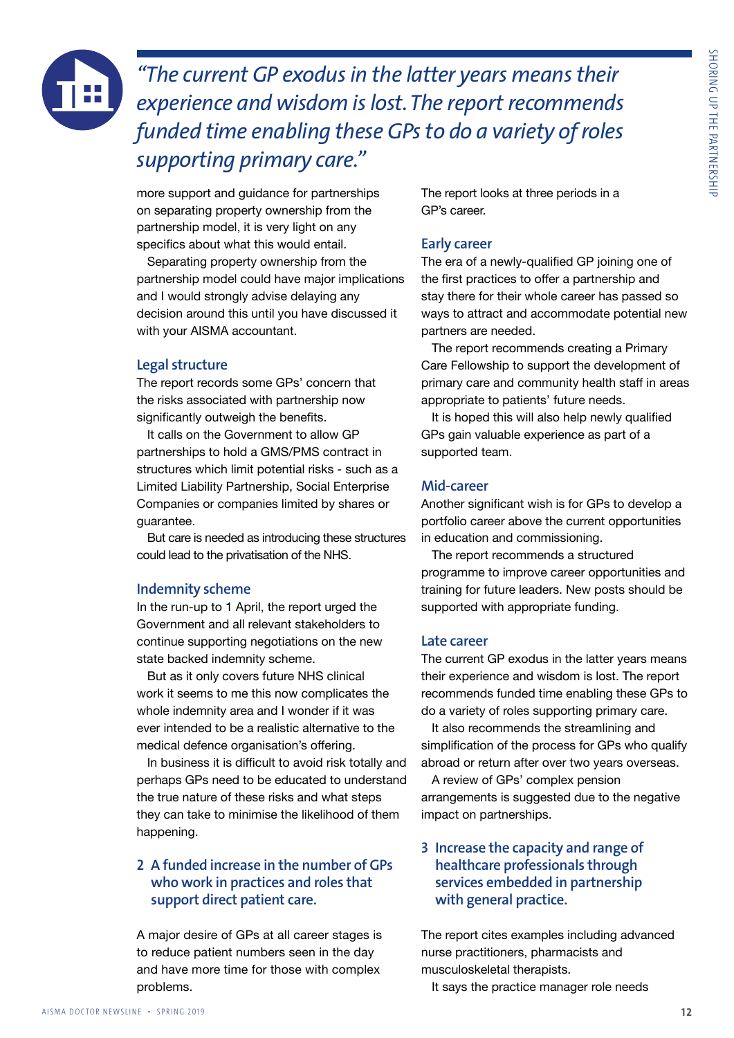> *"The current GP exodus in the latter years means their experience and wisdom is lost. The report recommends funded time enabling these GPs to do a variety of roles supporting primary care."*

more support and guidance for partnerships on separating property ownership from the partnership model, it is very light on any specifics about what this would entail.

Separating property ownership from the partnership model could have major implications and I would strongly advise delaying any decision around this until you have discussed it with your AISMA accountant.

### Legal structure

The report records some GPs' concern that the risks associated with partnership now significantly outweigh the benefits.

It calls on the Government to allow GP partnerships to hold a GMS/PMS contract in structures which limit potential risks - such as a Limited Liability Partnership, Social Enterprise Companies or companies limited by shares or guarantee.

But care is needed as introducing these structures could lead to the privatisation of the NHS.

### Indemnity scheme

In the run-up to 1 April, the report urged the Government and all relevant stakeholders to continue supporting negotiations on the new state backed indemnity scheme.

But as it only covers future NHS clinical work it seems to me this now complicates the whole indemnity area and I wonder if it was ever intended to be a realistic alternative to the medical defence organisation's offering.

In business it is difficult to avoid risk totally and perhaps GPs need to be educated to understand the true nature of these risks and what steps they can take to minimise the likelihood of them happening.

## 2 A funded increase in the number of GPs who work in practices and roles that support direct patient care.

A major desire of GPs at all career stages is to reduce patient numbers seen in the day and have more time for those with complex problems.

The report looks at three periods in a GP's career.

### Early career

The era of a newly-qualified GP joining one of the first practices to offer a partnership and stay there for their whole career has passed so ways to attract and accommodate potential new partners are needed.

The report recommends creating a Primary Care Fellowship to support the development of primary care and community health staff in areas appropriate to patients' future needs.

It is hoped this will also help newly qualified GPs gain valuable experience as part of a supported team.

### Mid-career

Another significant wish is for GPs to develop a portfolio career above the current opportunities in education and commissioning.

The report recommends a structured programme to improve career opportunities and training for future leaders. New posts should be supported with appropriate funding.

### Late career

The current GP exodus in the latter years means their experience and wisdom is lost. The report recommends funded time enabling these GPs to do a variety of roles supporting primary care.

It also recommends the streamlining and simplification of the process for GPs who qualify abroad or return after over two years overseas.

A review of GPs' complex pension arrangements is suggested due to the negative impact on partnerships.

## 3 Increase the capacity and range of healthcare professionals through services embedded in partnership with general practice.

The report cites examples including advanced nurse practitioners, pharmacists and musculoskeletal therapists.

It says the practice manager role needs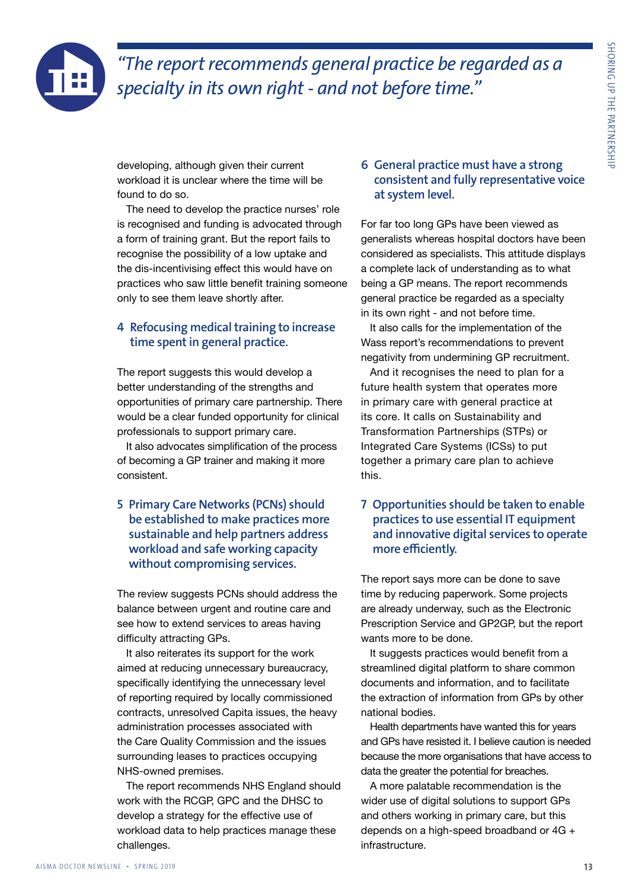*"The report recommends general practice be regarded as a specialty in its own right - and not before time."*

developing, although given their current workload it is unclear where the time will be found to do so.

The need to develop the practice nurses' role is recognised and funding is advocated through a form of training grant. But the report fails to recognise the possibility of a low uptake and the dis-incentivising effect this would have on practices who saw little benefit training someone only to see them leave shortly after.

### 4 Refocusing medical training to increase time spent in general practice.

The report suggests this would develop a better understanding of the strengths and opportunities of primary care partnership. There would be a clear funded opportunity for clinical professionals to support primary care.

It also advocates simplification of the process of becoming a GP trainer and making it more consistent.

### 5 Primary Care Networks (PCNs) should be established to make practices more sustainable and help partners address workload and safe working capacity without compromising services.

The review suggests PCNs should address the balance between urgent and routine care and see how to extend services to areas having difficulty attracting GPs.

It also reiterates its support for the work aimed at reducing unnecessary bureaucracy, specifically identifying the unnecessary level of reporting required by locally commissioned contracts, unresolved Capita issues, the heavy administration processes associated with the Care Quality Commission and the issues surrounding leases to practices occupying NHS-owned premises.

The report recommends NHS England should work with the RCGP, GPC and the DHSC to develop a strategy for the effective use of workload data to help practices manage these challenges.

### 6 General practice must have a strong consistent and fully representative voice at system level.

For far too long GPs have been viewed as generalists whereas hospital doctors have been considered as specialists. This attitude displays a complete lack of understanding as to what being a GP means. The report recommends general practice be regarded as a specialty in its own right - and not before time.

It also calls for the implementation of the Wass report's recommendations to prevent negativity from undermining GP recruitment.

And it recognises the need to plan for a future health system that operates more in primary care with general practice at its core. It calls on Sustainability and Transformation Partnerships (STPs) or Integrated Care Systems (ICSs) to put together a primary care plan to achieve this.

### 7 Opportunities should be taken to enable practices to use essential IT equipment and innovative digital services to operate more efficiently.

The report says more can be done to save time by reducing paperwork. Some projects are already underway, such as the Electronic Prescription Service and GP2GP, but the report wants more to be done.

It suggests practices would benefit from a streamlined digital platform to share common documents and information, and to facilitate the extraction of information from GPs by other national bodies.

Health departments have wanted this for years and GPs have resisted it. I believe caution is needed because the more organisations that have access to data the greater the potential for breaches.

A more palatable recommendation is the wider use of digital solutions to support GPs and others working in primary care, but this depends on a high-speed broadband or 4G + infrastructure.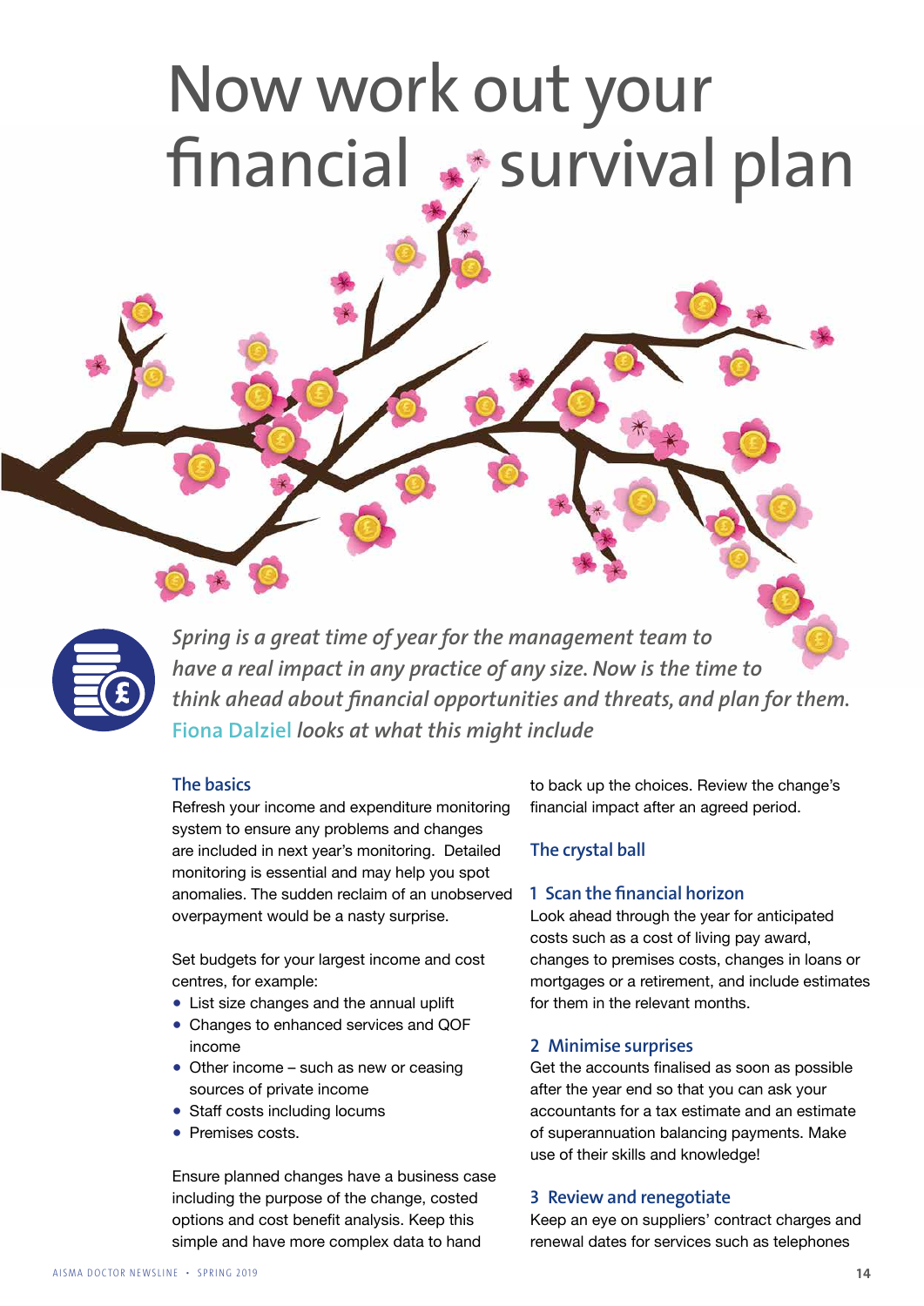# Now work out your financial survival plan

*Spring is a great time of year for the management team to have a real impact in any practice of any size. Now is the time to think ahead about financial opportunities and threats, and plan for them.* Fiona Dalziel *looks at what this might include*

### The basics

Refresh your income and expenditure monitoring system to ensure any problems and changes are included in next year's monitoring. Detailed monitoring is essential and may help you spot anomalies. The sudden reclaim of an unobserved overpayment would be a nasty surprise.

Set budgets for your largest income and cost centres, for example:

- List size changes and the annual uplift
- Changes to enhanced services and QOF income
- Other income – such as new or ceasing sources of private income
- Staff costs including locums
- Premises costs.

Ensure planned changes have a business case including the purpose of the change, costed options and cost benefit analysis. Keep this simple and have more complex data to hand to back up the choices. Review the change's financial impact after an agreed period.

### The crystal ball

#### 1 Scan the financial horizon

Look ahead through the year for anticipated costs such as a cost of living pay award, changes to premises costs, changes in loans or mortgages or a retirement, and include estimates for them in the relevant months.

#### 2 Minimise surprises

Get the accounts finalised as soon as possible after the year end so that you can ask your accountants for a tax estimate and an estimate of superannuation balancing payments. Make use of their skills and knowledge!

#### 3 Review and renegotiate

Keep an eye on suppliers' contract charges and renewal dates for services such as telephones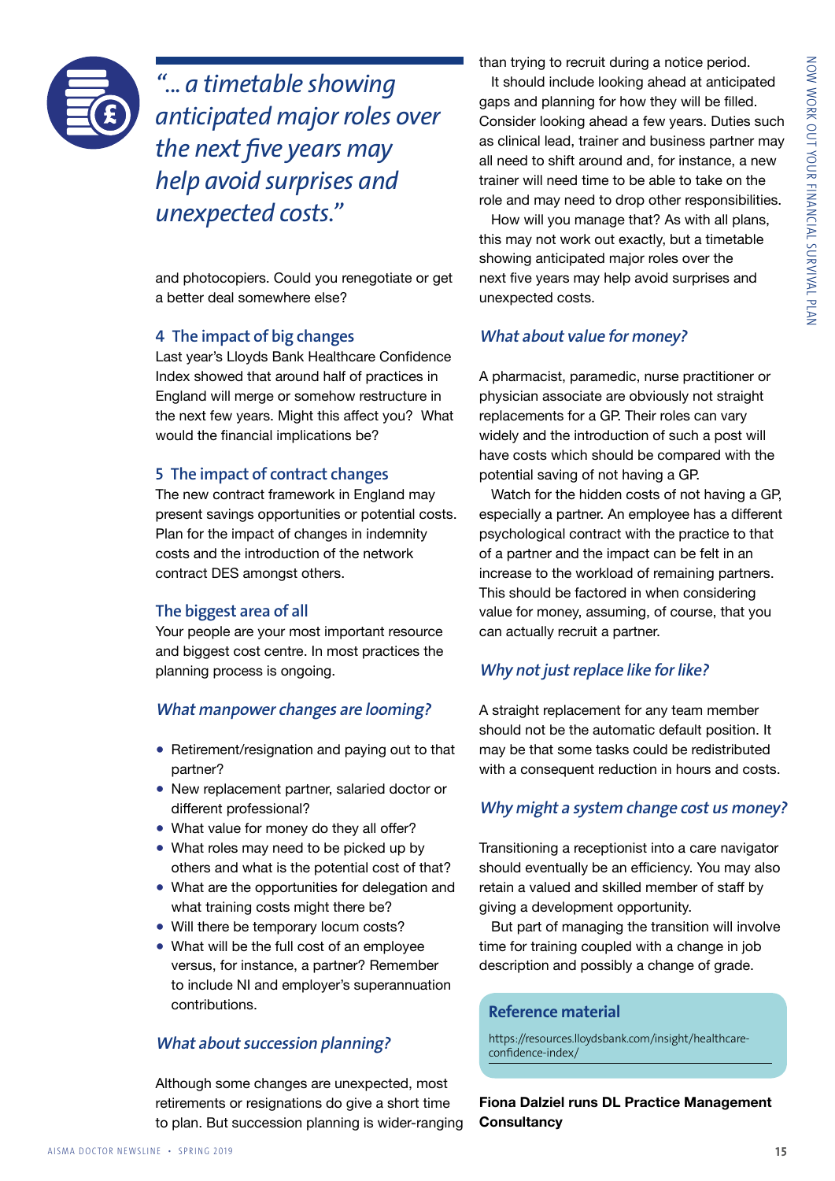> "... a timetable showing anticipated major roles over the next five years may help avoid surprises and unexpected costs."

and photocopiers. Could you renegotiate or get a better deal somewhere else?

### 4 The impact of big changes

Last year's Lloyds Bank Healthcare Confidence Index showed that around half of practices in England will merge or somehow restructure in the next few years. Might this affect you? What would the financial implications be?

### 5 The impact of contract changes

The new contract framework in England may present savings opportunities or potential costs. Plan for the impact of changes in indemnity costs and the introduction of the network contract DES amongst others.

## The biggest area of all

Your people are your most important resource and biggest cost centre. In most practices the planning process is ongoing.

### *What manpower changes are looming?*

- Retirement/resignation and paying out to that partner?
- New replacement partner, salaried doctor or different professional?
- What value for money do they all offer?
- What roles may need to be picked up by others and what is the potential cost of that?
- What are the opportunities for delegation and what training costs might there be?
- Will there be temporary locum costs?
- What will be the full cost of an employee versus, for instance, a partner? Remember to include NI and employer's superannuation contributions.

### *What about succession planning?*

Although some changes are unexpected, most retirements or resignations do give a short time to plan. But succession planning is wider-ranging than trying to recruit during a notice period.

It should include looking ahead at anticipated gaps and planning for how they will be filled. Consider looking ahead a few years. Duties such as clinical lead, trainer and business partner may all need to shift around and, for instance, a new trainer will need time to be able to take on the role and may need to drop other responsibilities.

How will you manage that? As with all plans, this may not work out exactly, but a timetable showing anticipated major roles over the next five years may help avoid surprises and unexpected costs.

### *What about value for money?*

A pharmacist, paramedic, nurse practitioner or physician associate are obviously not straight replacements for a GP. Their roles can vary widely and the introduction of such a post will have costs which should be compared with the potential saving of not having a GP.

Watch for the hidden costs of not having a GP, especially a partner. An employee has a different psychological contract with the practice to that of a partner and the impact can be felt in an increase to the workload of remaining partners. This should be factored in when considering value for money, assuming, of course, that you can actually recruit a partner.

### *Why not just replace like for like?*

A straight replacement for any team member should not be the automatic default position. It may be that some tasks could be redistributed with a consequent reduction in hours and costs.

### *Why might a system change cost us money?*

Transitioning a receptionist into a care navigator should eventually be an efficiency. You may also retain a valued and skilled member of staff by giving a development opportunity.

But part of managing the transition will involve time for training coupled with a change in job description and possibly a change of grade.

### Reference material

https://resources.lloydsbank.com/insight/healthcare-confidence-index/

**Fiona Dalziel runs DL Practice Management Consultancy**